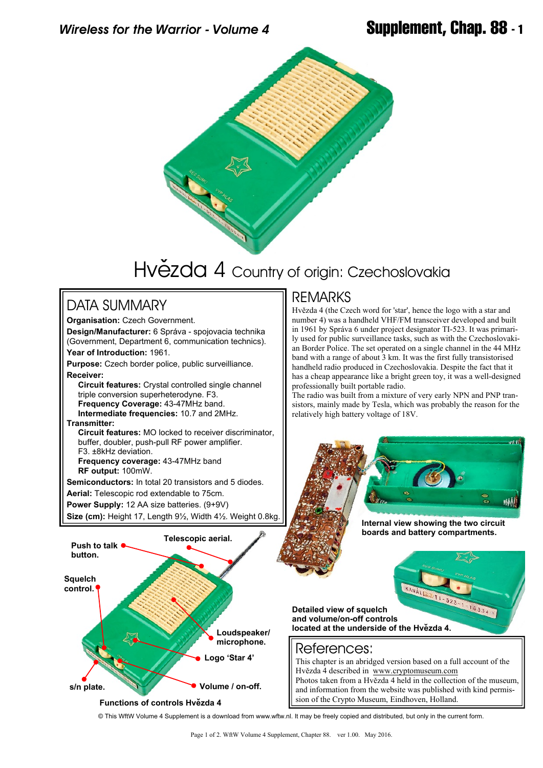# Hvězda 4 Country of origin: Czechoslovakia

## DATA SUMMARY

**Organisation:** Czech Government.

**Design/Manufacturer:** 6 Správa - spojovacia technika (Government, Department 6, communication technics).

**Year of Introduction:** 1961.

**Purpose:** Czech border police, public surveilliance.

**Receiver:**

- **Circuit features:** Crystal controlled single channel triple conversion superheterodyne. F3.
- **Frequency Coverage:** 43-47MHz band.
- **Intermediate frequencies:** 10.7 and 2MHz.

**Transmitter:**

- **Circuit features:** MO locked to receiver discriminator, buffer, doubler, push-pull RF power amplifier. F3. ±8kHz deviation.
- **Frequency coverage:** 43-47MHz band
- **RF output:** 100mW.

**Semiconductors:** In total 20 transistors and 5 diodes.

**Aerial:** Telescopic rod extendable to 75cm.

**Power Supply:** 12 AA size batteries. (9+9V)

**Size (cm):** Height 17, Length 9½, Width 4½. Weight 0.8kg.

## REMARKS

Hvězda 4 (the Czech word for 'star', hence the logo with a star and number 4) was a handheld VHF/FM transceiver developed and built in 1961 by Správa 6 under project designator TI-523. It was primarily used for public surveillance tasks, such as with the Czechoslovakian Border Police. The set operated on a single channel in the 44 MHz band with a range of about 3 km. It was the first fully transistorised handheld radio produced in Czechoslovakia. Despite the fact that it has a cheap appearance like a bright green toy, it was a well-designed professionally built portable radio.

The radio was built from a mixture of very early NPN and PNP transistors, mainly made by Tesla, which was probably the reason for the relatively high battery voltage of 18V.

Internal view showing the two circuit boards and battery compartments.

Push to talk button. Telescopic aerial. Squelch control. Loudspeaker/ microphone. Logo 'Star 4' s/n plate. Volume / on-off.

Functions of controls Hvězda 4

Detailed view of squelch and volume/on-off controls located at the underside of the Hvězda 4.

## References:

This chapter is an abridged version based on a full account of the Hvězda 4 described in www.cryptomuseum.com

Photos taken from a Hvězda 4 held in the collection of the museum, and information from the website was published with kind permission of the Crypto Museum, Eindhoven, Holland.

© This WftW Volume 4 Supplement is a download from www.wftw.nl. It may be freely copied and distributed, but only in the current form.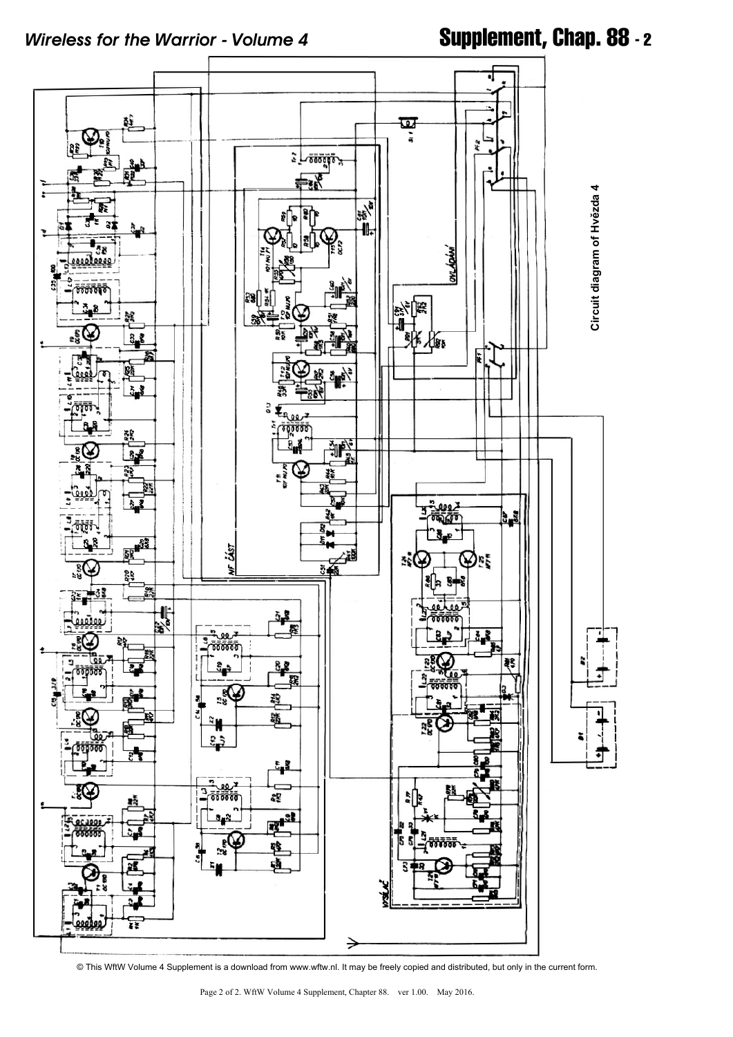Circuit diagram of Hvězda 4

© This WftW Volume 4 Supplement is a download from www.wftw.nl. It may be freely copied and distributed, but only in the current form.